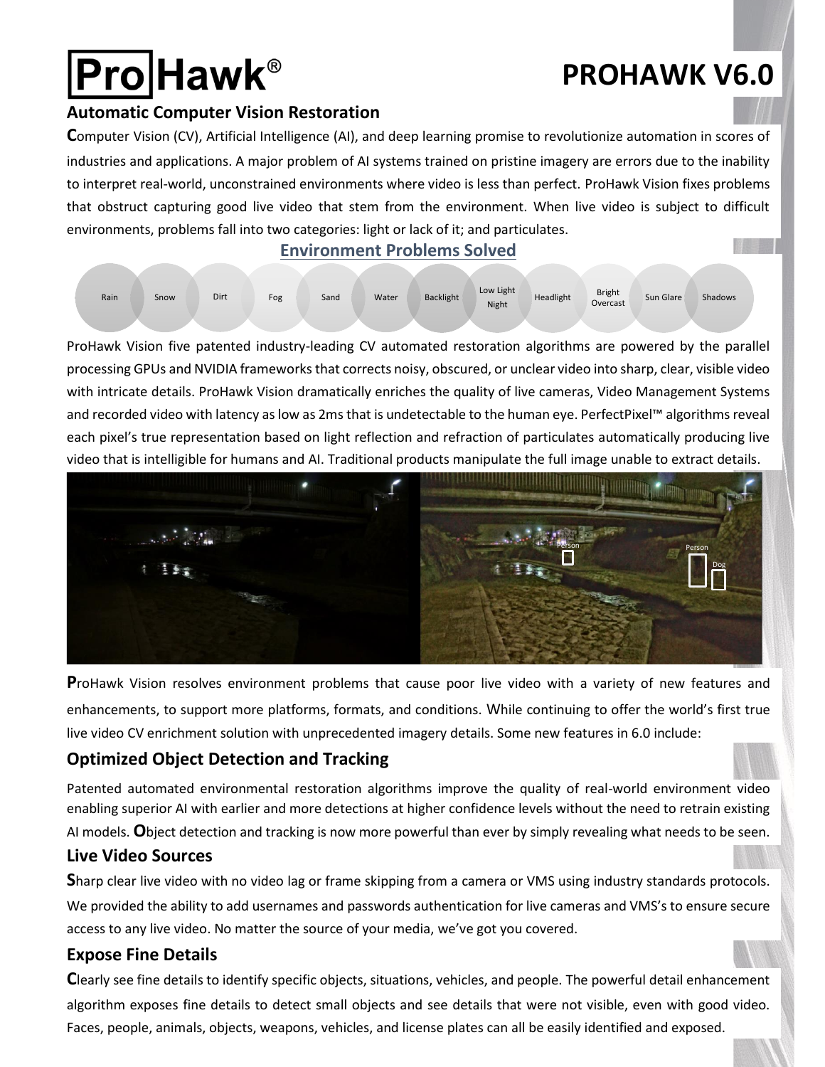# ProHawk®

# PROHAWK V6.0

## Automatic Computer Vision Restoration

**C**omputer Vision (CV), Artificial Intelligence (AI), and deep learning promise to revolutionize automation in scores of industries and applications. A major problem of AI systems trained on pristine imagery are errors due to the inability to interpret real-world, unconstrained environments where video is less than perfect. ProHawk Vision fixes problems that obstruct capturing good live video that stem from the environment. When live video is subject to difficult environments, problems fall into two categories: light or lack of it; and particulates.

### Environment Problems Solved

Rain, Snow, Dirt, Fog, Sand, Water, Backlight, Low Light Night, Headlight, Bright Overcast, Sun Glare, Shadows

ProHawk Vision five patented industry-leading CV automated restoration algorithms are powered by the parallel processing GPUs and NVIDIA frameworks that corrects noisy, obscured, or unclear video into sharp, clear, visible video with intricate details. ProHawk Vision dramatically enriches the quality of live cameras, Video Management Systems and recorded video with latency as low as 2ms that is undetectable to the human eye. PerfectPixel™ algorithms reveal each pixel's true representation based on light reflection and refraction of particulates automatically producing live video that is intelligible for humans and AI. Traditional products manipulate the full image unable to extract details.

**P**roHawk Vision resolves environment problems that cause poor live video with a variety of new features and enhancements, to support more platforms, formats, and conditions. While continuing to offer the world's first true live video CV enrichment solution with unprecedented imagery details. Some new features in 6.0 include:

## Optimized Object Detection and Tracking

Patented automated environmental restoration algorithms improve the quality of real-world environment video enabling superior AI with earlier and more detections at higher confidence levels without the need to retrain existing AI models. **O**bject detection and tracking is now more powerful than ever by simply revealing what needs to be seen.

## Live Video Sources

**S**harp clear live video with no video lag or frame skipping from a camera or VMS using industry standards protocols. We provided the ability to add usernames and passwords authentication for live cameras and VMS's to ensure secure access to any live video. No matter the source of your media, we've got you covered.

## Expose Fine Details

**C**learly see fine details to identify specific objects, situations, vehicles, and people. The powerful detail enhancement algorithm exposes fine details to detect small objects and see details that were not visible, even with good video. Faces, people, animals, objects, weapons, vehicles, and license plates can all be easily identified and exposed.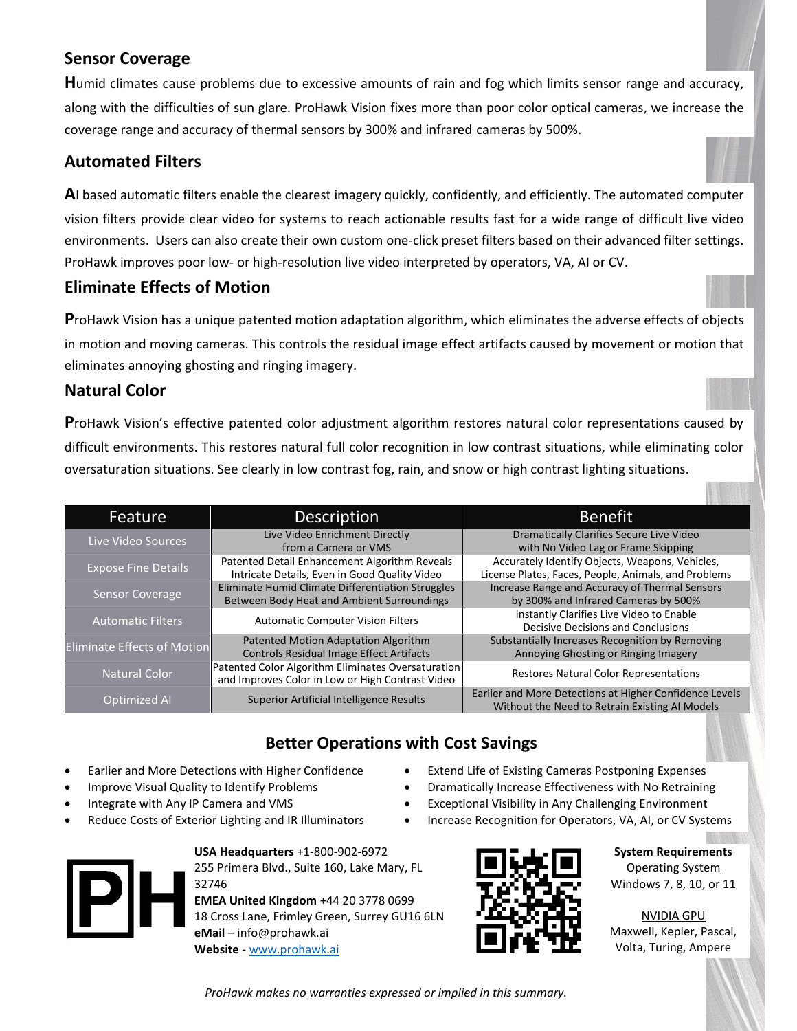## Sensor Coverage

**H**umid climates cause problems due to excessive amounts of rain and fog which limits sensor range and accuracy, along with the difficulties of sun glare. ProHawk Vision fixes more than poor color optical cameras, we increase the coverage range and accuracy of thermal sensors by 300% and infrared cameras by 500%.

## Automated Filters

**A**I based automatic filters enable the clearest imagery quickly, confidently, and efficiently. The automated computer vision filters provide clear video for systems to reach actionable results fast for a wide range of difficult live video environments. Users can also create their own custom one-click preset filters based on their advanced filter settings. ProHawk improves poor low- or high-resolution live video interpreted by operators, VA, AI or CV.

## Eliminate Effects of Motion

**P**roHawk Vision has a unique patented motion adaptation algorithm, which eliminates the adverse effects of objects in motion and moving cameras. This controls the residual image effect artifacts caused by movement or motion that eliminates annoying ghosting and ringing imagery.

## Natural Color

**P**roHawk Vision's effective patented color adjustment algorithm restores natural color representations caused by difficult environments. This restores natural full color recognition in low contrast situations, while eliminating color oversaturation situations. See clearly in low contrast fog, rain, and snow or high contrast lighting situations.

| Feature | Description | Benefit |
|---|---|---|
| Live Video Sources | Live Video Enrichment Directly from a Camera or VMS | Dramatically Clarifies Secure Live Video with No Video Lag or Frame Skipping |
| Expose Fine Details | Patented Detail Enhancement Algorithm Reveals Intricate Details, Even in Good Quality Video | Accurately Identify Objects, Weapons, Vehicles, License Plates, Faces, People, Animals, and Problems |
| Sensor Coverage | Eliminate Humid Climate Differentiation Struggles Between Body Heat and Ambient Surroundings | Increase Range and Accuracy of Thermal Sensors by 300% and Infrared Cameras by 500% |
| Automatic Filters | Automatic Computer Vision Filters | Instantly Clarifies Live Video to Enable Decisive Decisions and Conclusions |
| Eliminate Effects of Motion | Patented Motion Adaptation Algorithm Controls Residual Image Effect Artifacts | Substantially Increases Recognition by Removing Annoying Ghosting or Ringing Imagery |
| Natural Color | Patented Color Algorithm Eliminates Oversaturation and Improves Color in Low or High Contrast Video | Restores Natural Color Representations |
| Optimized AI | Superior Artificial Intelligence Results | Earlier and More Detections at Higher Confidence Levels Without the Need to Retrain Existing AI Models |

## Better Operations with Cost Savings

- Earlier and More Detections with Higher Confidence
- Improve Visual Quality to Identify Problems
- Integrate with Any IP Camera and VMS
- Reduce Costs of Exterior Lighting and IR Illuminators
- Extend Life of Existing Cameras Postponing Expenses
- Dramatically Increase Effectiveness with No Retraining
- Exceptional Visibility in Any Challenging Environment
- Increase Recognition for Operators, VA, AI, or CV Systems

**USA Headquarters** +1-800-902-6972
255 Primera Blvd., Suite 160, Lake Mary, FL 32746
**EMEA United Kingdom** +44 20 3778 0699
18 Cross Lane, Frimley Green, Surrey GU16 6LN
**eMail** – info@prohawk.ai
**Website** - www.prohawk.ai

**System Requirements**
Operating System
Windows 7, 8, 10, or 11

NVIDIA GPU
Maxwell, Kepler, Pascal, Volta, Turing, Ampere

*ProHawk makes no warranties expressed or implied in this summary.*